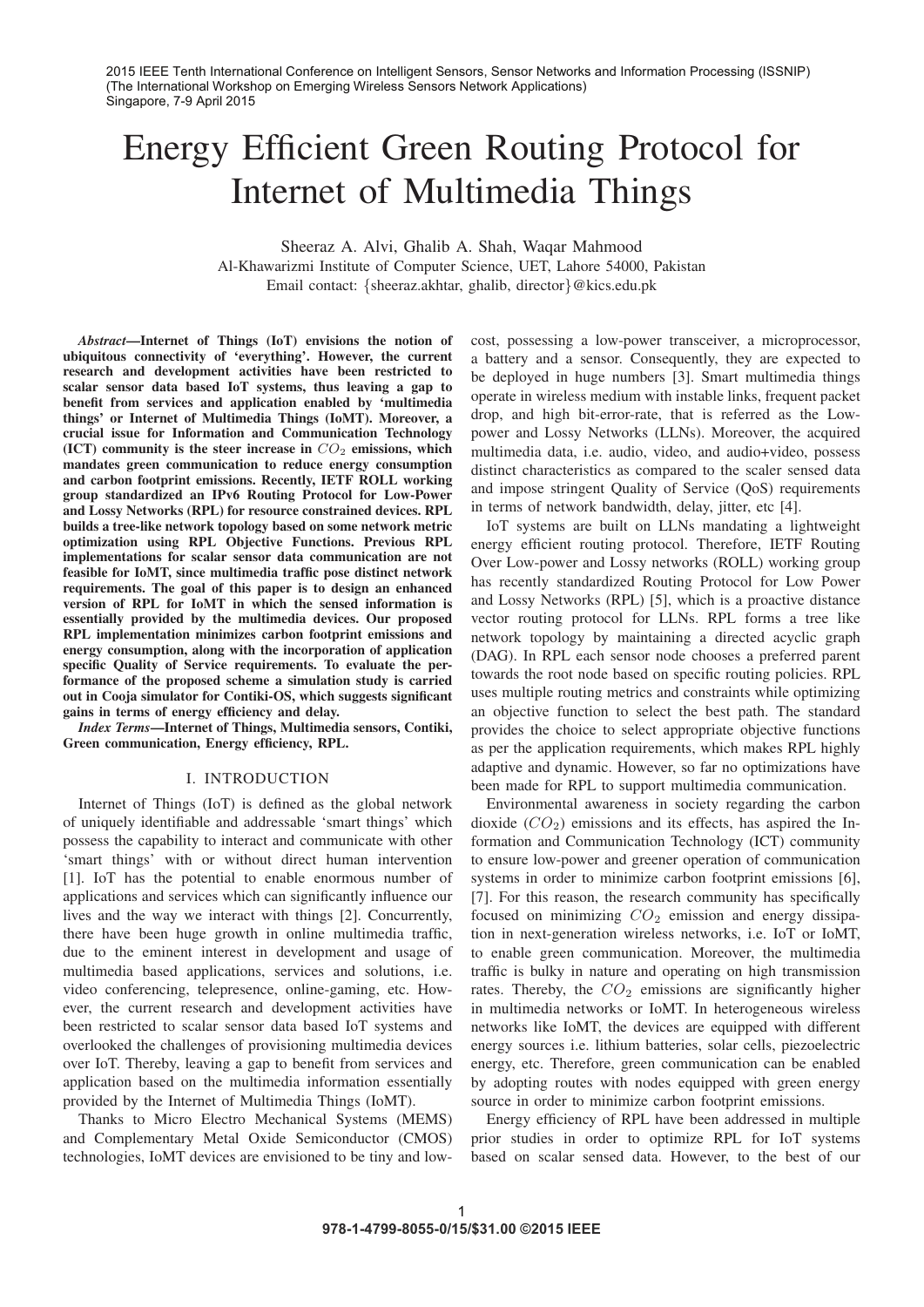# Energy Efficient Green Routing Protocol for Internet of Multimedia Things

Sheeraz A. Alvi, Ghalib A. Shah, Waqar Mahmood
Al-Khawarizmi Institute of Computer Science, UET, Lahore 54000, Pakistan
Email contact: {sheeraz.akhtar, ghalib, director}@kics.edu.pk

***Abstract*—Internet of Things (IoT) envisions the notion of ubiquitous connectivity of 'everything'. However, the current research and development activities have been restricted to scalar sensor data based IoT systems, thus leaving a gap to benefit from services and application enabled by 'multimedia things' or Internet of Multimedia Things (IoMT). Moreover, a crucial issue for Information and Communication Technology (ICT) community is the steer increase in $CO_2$ emissions, which mandates green communication to reduce energy consumption and carbon footprint emissions. Recently, IETF ROLL working group standardized an IPv6 Routing Protocol for Low-Power and Lossy Networks (RPL) for resource constrained devices. RPL builds a tree-like network topology based on some network metric optimization using RPL Objective Functions. Previous RPL implementations for scalar sensor data communication are not feasible for IoMT, since multimedia traffic pose distinct network requirements. The goal of this paper is to design an enhanced version of RPL for IoMT in which the sensed information is essentially provided by the multimedia devices. Our proposed RPL implementation minimizes carbon footprint emissions and energy consumption, along with the incorporation of application specific Quality of Service requirements. To evaluate the performance of the proposed scheme a simulation study is carried out in Cooja simulator for Contiki-OS, which suggests significant gains in terms of energy efficiency and delay.**

***Index Terms*—Internet of Things, Multimedia sensors, Contiki, Green communication, Energy efficiency, RPL.**

## I. INTRODUCTION

Internet of Things (IoT) is defined as the global network of uniquely identifiable and addressable 'smart things' which possess the capability to interact and communicate with other 'smart things' with or without direct human intervention [1]. IoT has the potential to enable enormous number of applications and services which can significantly influence our lives and the way we interact with things [2]. Concurrently, there have been huge growth in online multimedia traffic, due to the eminent interest in development and usage of multimedia based applications, services and solutions, i.e. video conferencing, telepresence, online-gaming, etc. However, the current research and development activities have been restricted to scalar sensor data based IoT systems and overlooked the challenges of provisioning multimedia devices over IoT. Thereby, leaving a gap to benefit from services and application based on the multimedia information essentially provided by the Internet of Multimedia Things (IoMT).

Thanks to Micro Electro Mechanical Systems (MEMS) and Complementary Metal Oxide Semiconductor (CMOS) technologies, IoMT devices are envisioned to be tiny and low-cost, possessing a low-power transceiver, a microprocessor, a battery and a sensor. Consequently, they are expected to be deployed in huge numbers [3]. Smart multimedia things operate in wireless medium with instable links, frequent packet drop, and high bit-error-rate, that is referred as the Low-power and Lossy Networks (LLNs). Moreover, the acquired multimedia data, i.e. audio, video, and audio+video, possess distinct characteristics as compared to the scaler sensed data and impose stringent Quality of Service (QoS) requirements in terms of network bandwidth, delay, jitter, etc [4].

IoT systems are built on LLNs mandating a lightweight energy efficient routing protocol. Therefore, IETF Routing Over Low-power and Lossy networks (ROLL) working group has recently standardized Routing Protocol for Low Power and Lossy Networks (RPL) [5], which is a proactive distance vector routing protocol for LLNs. RPL forms a tree like network topology by maintaining a directed acyclic graph (DAG). In RPL each sensor node chooses a preferred parent towards the root node based on specific routing policies. RPL uses multiple routing metrics and constraints while optimizing an objective function to select the best path. The standard provides the choice to select appropriate objective functions as per the application requirements, which makes RPL highly adaptive and dynamic. However, so far no optimizations have been made for RPL to support multimedia communication.

Environmental awareness in society regarding the carbon dioxide ($CO_2$) emissions and its effects, has aspired the Information and Communication Technology (ICT) community to ensure low-power and greener operation of communication systems in order to minimize carbon footprint emissions [6], [7]. For this reason, the research community has specifically focused on minimizing $CO_2$ emission and energy dissipation in next-generation wireless networks, i.e. IoT or IoMT, to enable green communication. Moreover, the multimedia traffic is bulky in nature and operating on high transmission rates. Thereby, the $CO_2$ emissions are significantly higher in multimedia networks or IoMT. In heterogeneous wireless networks like IoMT, the devices are equipped with different energy sources i.e. lithium batteries, solar cells, piezoelectric energy, etc. Therefore, green communication can be enabled by adopting routes with nodes equipped with green energy source in order to minimize carbon footprint emissions.

Energy efficiency of RPL have been addressed in multiple prior studies in order to optimize RPL for IoT systems based on scalar sensed data. However, to the best of our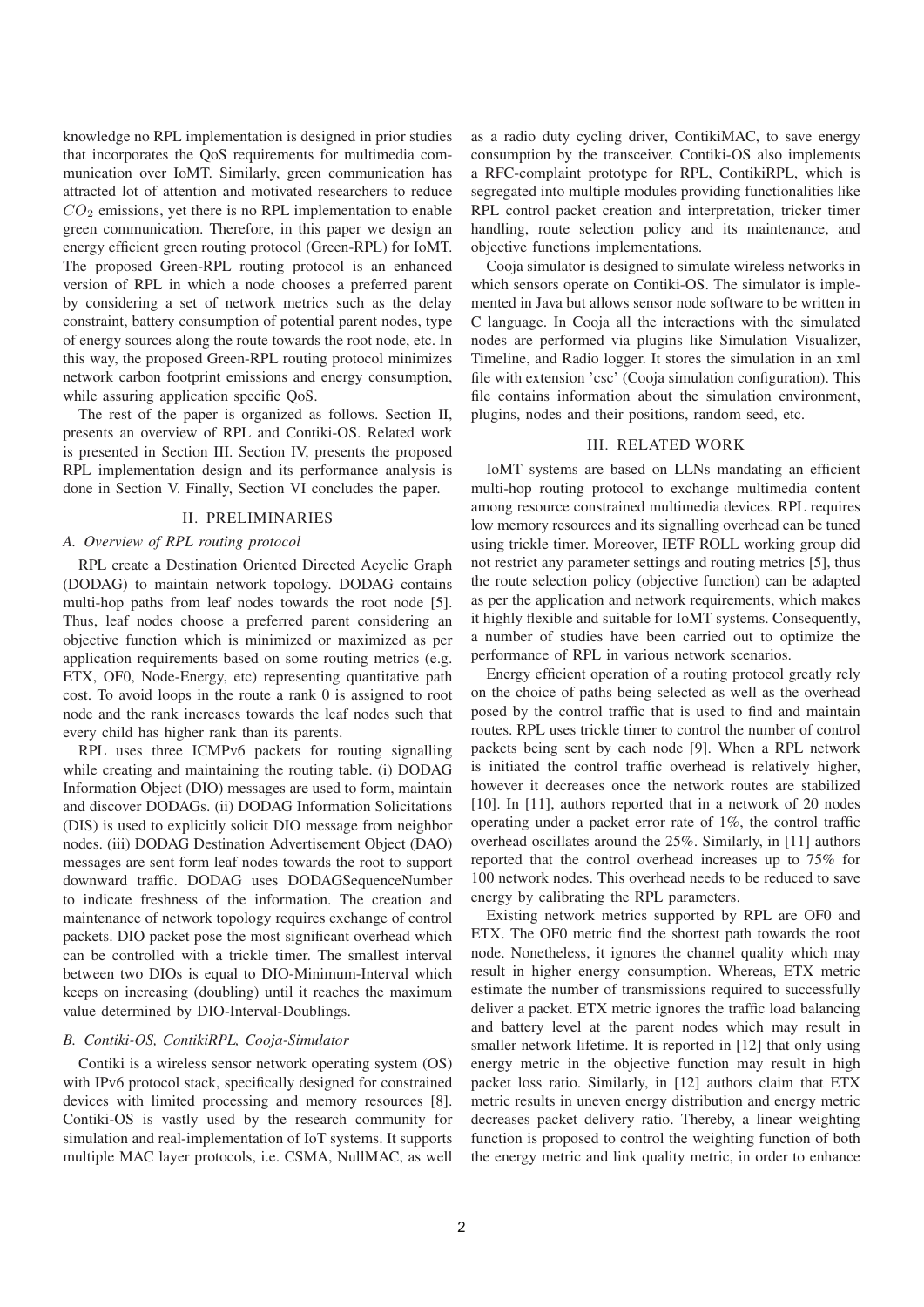knowledge no RPL implementation is designed in prior studies that incorporates the QoS requirements for multimedia communication over IoMT. Similarly, green communication has attracted lot of attention and motivated researchers to reduce $CO_2$ emissions, yet there is no RPL implementation to enable green communication. Therefore, in this paper we design an energy efficient green routing protocol (Green-RPL) for IoMT. The proposed Green-RPL routing protocol is an enhanced version of RPL in which a node chooses a preferred parent by considering a set of network metrics such as the delay constraint, battery consumption of potential parent nodes, type of energy sources along the route towards the root node, etc. In this way, the proposed Green-RPL routing protocol minimizes network carbon footprint emissions and energy consumption, while assuring application specific QoS.

The rest of the paper is organized as follows. Section II, presents an overview of RPL and Contiki-OS. Related work is presented in Section III. Section IV, presents the proposed RPL implementation design and its performance analysis is done in Section V. Finally, Section VI concludes the paper.

## II. PRELIMINARIES

### A. Overview of RPL routing protocol

RPL create a Destination Oriented Directed Acyclic Graph (DODAG) to maintain network topology. DODAG contains multi-hop paths from leaf nodes towards the root node [5]. Thus, leaf nodes choose a preferred parent considering an objective function which is minimized or maximized as per application requirements based on some routing metrics (e.g. ETX, OF0, Node-Energy, etc) representing quantitative path cost. To avoid loops in the route a rank 0 is assigned to root node and the rank increases towards the leaf nodes such that every child has higher rank than its parents.

RPL uses three ICMPv6 packets for routing signalling while creating and maintaining the routing table. (i) DODAG Information Object (DIO) messages are used to form, maintain and discover DODAGs. (ii) DODAG Information Solicitations (DIS) is used to explicitly solicit DIO message from neighbor nodes. (iii) DODAG Destination Advertisement Object (DAO) messages are sent form leaf nodes towards the root to support downward traffic. DODAG uses DODAGSequenceNumber to indicate freshness of the information. The creation and maintenance of network topology requires exchange of control packets. DIO packet pose the most significant overhead which can be controlled with a trickle timer. The smallest interval between two DIOs is equal to DIO-Minimum-Interval which keeps on increasing (doubling) until it reaches the maximum value determined by DIO-Interval-Doublings.

### B. Contiki-OS, ContikiRPL, Cooja-Simulator

Contiki is a wireless sensor network operating system (OS) with IPv6 protocol stack, specifically designed for constrained devices with limited processing and memory resources [8]. Contiki-OS is vastly used by the research community for simulation and real-implementation of IoT systems. It supports multiple MAC layer protocols, i.e. CSMA, NullMAC, as well as a radio duty cycling driver, ContikiMAC, to save energy consumption by the transceiver. Contiki-OS also implements a RFC-complaint prototype for RPL, ContikiRPL, which is segregated into multiple modules providing functionalities like RPL control packet creation and interpretation, tricker timer handling, route selection policy and its maintenance, and objective functions implementations.

Cooja simulator is designed to simulate wireless networks in which sensors operate on Contiki-OS. The simulator is implemented in Java but allows sensor node software to be written in C language. In Cooja all the interactions with the simulated nodes are performed via plugins like Simulation Visualizer, Timeline, and Radio logger. It stores the simulation in an xml file with extension 'csc' (Cooja simulation configuration). This file contains information about the simulation environment, plugins, nodes and their positions, random seed, etc.

## III. RELATED WORK

IoMT systems are based on LLNs mandating an efficient multi-hop routing protocol to exchange multimedia content among resource constrained multimedia devices. RPL requires low memory resources and its signalling overhead can be tuned using trickle timer. Moreover, IETF ROLL working group did not restrict any parameter settings and routing metrics [5], thus the route selection policy (objective function) can be adapted as per the application and network requirements, which makes it highly flexible and suitable for IoMT systems. Consequently, a number of studies have been carried out to optimize the performance of RPL in various network scenarios.

Energy efficient operation of a routing protocol greatly rely on the choice of paths being selected as well as the overhead posed by the control traffic that is used to find and maintain routes. RPL uses trickle timer to control the number of control packets being sent by each node [9]. When a RPL network is initiated the control traffic overhead is relatively higher, however it decreases once the network routes are stabilized [10]. In [11], authors reported that in a network of 20 nodes operating under a packet error rate of 1%, the control traffic overhead oscillates around the 25%. Similarly, in [11] authors reported that the control overhead increases up to 75% for 100 network nodes. This overhead needs to be reduced to save energy by calibrating the RPL parameters.

Existing network metrics supported by RPL are OF0 and ETX. The OF0 metric find the shortest path towards the root node. Nonetheless, it ignores the channel quality which may result in higher energy consumption. Whereas, ETX metric estimate the number of transmissions required to successfully deliver a packet. ETX metric ignores the traffic load balancing and battery level at the parent nodes which may result in smaller network lifetime. It is reported in [12] that only using energy metric in the objective function may result in high packet loss ratio. Similarly, in [12] authors claim that ETX metric results in uneven energy distribution and energy metric decreases packet delivery ratio. Thereby, a linear weighting function is proposed to control the weighting function of both the energy metric and link quality metric, in order to enhance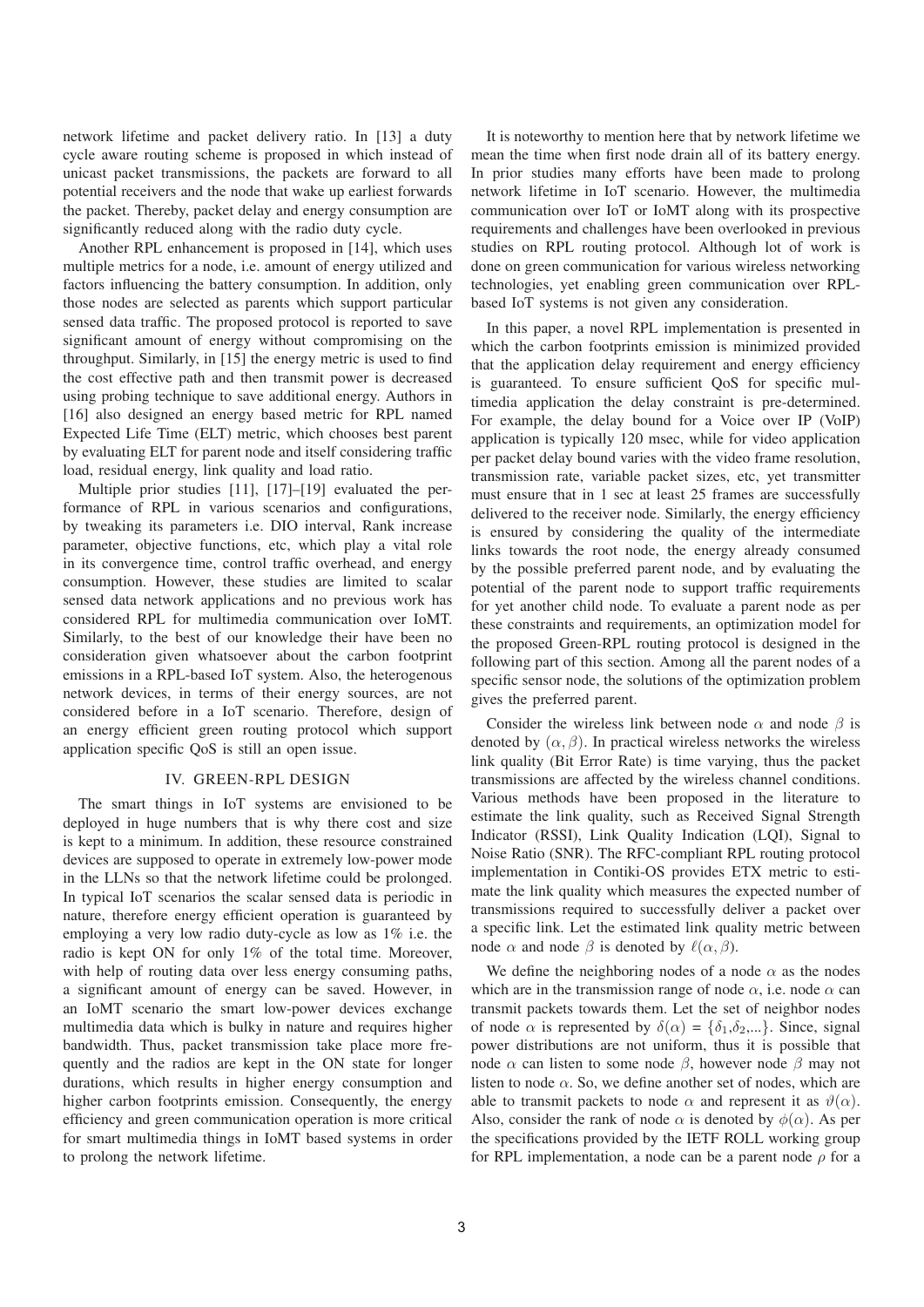network lifetime and packet delivery ratio. In [13] a duty cycle aware routing scheme is proposed in which instead of unicast packet transmissions, the packets are forward to all potential receivers and the node that wake up earliest forwards the packet. Thereby, packet delay and energy consumption are significantly reduced along with the radio duty cycle.

Another RPL enhancement is proposed in [14], which uses multiple metrics for a node, i.e. amount of energy utilized and factors influencing the battery consumption. In addition, only those nodes are selected as parents which support particular sensed data traffic. The proposed protocol is reported to save significant amount of energy without compromising on the throughput. Similarly, in [15] the energy metric is used to find the cost effective path and then transmit power is decreased using probing technique to save additional energy. Authors in [16] also designed an energy based metric for RPL named Expected Life Time (ELT) metric, which chooses best parent by evaluating ELT for parent node and itself considering traffic load, residual energy, link quality and load ratio.

Multiple prior studies [11], [17]–[19] evaluated the performance of RPL in various scenarios and configurations, by tweaking its parameters i.e. DIO interval, Rank increase parameter, objective functions, etc, which play a vital role in its convergence time, control traffic overhead, and energy consumption. However, these studies are limited to scalar sensed data network applications and no previous work has considered RPL for multimedia communication over IoMT. Similarly, to the best of our knowledge their have been no consideration given whatsoever about the carbon footprint emissions in a RPL-based IoT system. Also, the heterogenous network devices, in terms of their energy sources, are not considered before in a IoT scenario. Therefore, design of an energy efficient green routing protocol which support application specific QoS is still an open issue.

## IV. GREEN-RPL DESIGN

The smart things in IoT systems are envisioned to be deployed in huge numbers that is why there cost and size is kept to a minimum. In addition, these resource constrained devices are supposed to operate in extremely low-power mode in the LLNs so that the network lifetime could be prolonged. In typical IoT scenarios the scalar sensed data is periodic in nature, therefore energy efficient operation is guaranteed by employing a very low radio duty-cycle as low as 1% i.e. the radio is kept ON for only 1% of the total time. Moreover, with help of routing data over less energy consuming paths, a significant amount of energy can be saved. However, in an IoMT scenario the smart low-power devices exchange multimedia data which is bulky in nature and requires higher bandwidth. Thus, packet transmission take place more frequently and the radios are kept in the ON state for longer durations, which results in higher energy consumption and higher carbon footprints emission. Consequently, the energy efficiency and green communication operation is more critical for smart multimedia things in IoMT based systems in order to prolong the network lifetime.

It is noteworthy to mention here that by network lifetime we mean the time when first node drain all of its battery energy. In prior studies many efforts have been made to prolong network lifetime in IoT scenario. However, the multimedia communication over IoT or IoMT along with its prospective requirements and challenges have been overlooked in previous studies on RPL routing protocol. Although lot of work is done on green communication for various wireless networking technologies, yet enabling green communication over RPL-based IoT systems is not given any consideration.

In this paper, a novel RPL implementation is presented in which the carbon footprints emission is minimized provided that the application delay requirement and energy efficiency is guaranteed. To ensure sufficient QoS for specific multimedia application the delay constraint is pre-determined. For example, the delay bound for a Voice over IP (VoIP) application is typically 120 msec, while for video application per packet delay bound varies with the video frame resolution, transmission rate, variable packet sizes, etc, yet transmitter must ensure that in 1 sec at least 25 frames are successfully delivered to the receiver node. Similarly, the energy efficiency is ensured by considering the quality of the intermediate links towards the root node, the energy already consumed by the possible preferred parent node, and by evaluating the potential of the parent node to support traffic requirements for yet another child node. To evaluate a parent node as per these constraints and requirements, an optimization model for the proposed Green-RPL routing protocol is designed in the following part of this section. Among all the parent nodes of a specific sensor node, the solutions of the optimization problem gives the preferred parent.

Consider the wireless link between node $\alpha$ and node $\beta$ is denoted by $(\alpha, \beta)$. In practical wireless networks the wireless link quality (Bit Error Rate) is time varying, thus the packet transmissions are affected by the wireless channel conditions. Various methods have been proposed in the literature to estimate the link quality, such as Received Signal Strength Indicator (RSSI), Link Quality Indication (LQI), Signal to Noise Ratio (SNR). The RFC-compliant RPL routing protocol implementation in Contiki-OS provides ETX metric to estimate the link quality which measures the expected number of transmissions required to successfully deliver a packet over a specific link. Let the estimated link quality metric between node $\alpha$ and node $\beta$ is denoted by $\ell(\alpha, \beta)$.

We define the neighboring nodes of a node $\alpha$ as the nodes which are in the transmission range of node $\alpha$, i.e. node $\alpha$ can transmit packets towards them. Let the set of neighbor nodes of node $\alpha$ is represented by $\delta(\alpha) = \{\delta_1, \delta_2, ...\}$. Since, signal power distributions are not uniform, thus it is possible that node $\alpha$ can listen to some node $\beta$, however node $\beta$ may not listen to node $\alpha$. So, we define another set of nodes, which are able to transmit packets to node $\alpha$ and represent it as $\vartheta(\alpha)$. Also, consider the rank of node $\alpha$ is denoted by $\phi(\alpha)$. As per the specifications provided by the IETF ROLL working group for RPL implementation, a node can be a parent node $\rho$ for a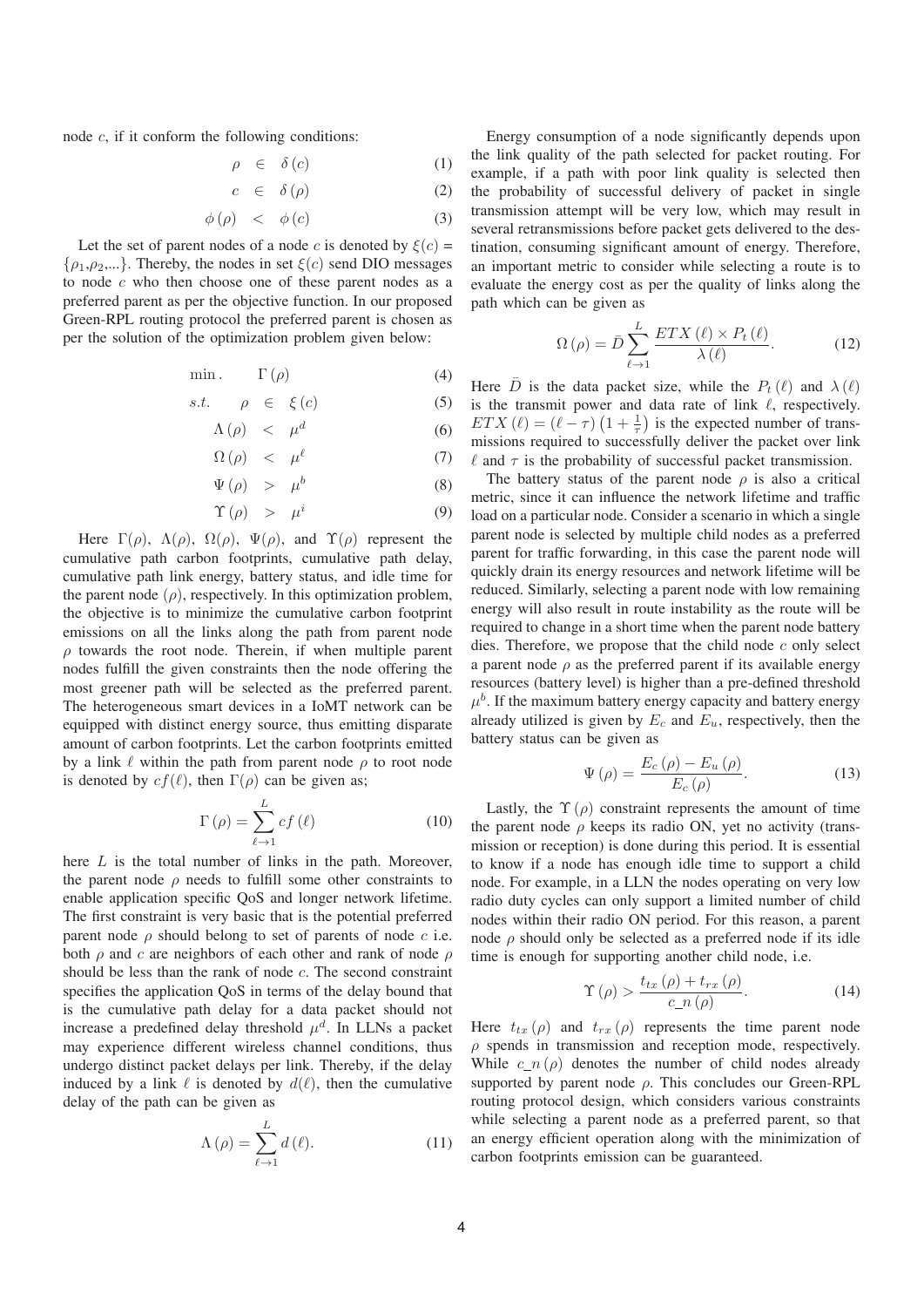node $c$, if it conform the following conditions:

$$\rho \in \delta(c) \tag{1}$$

$$c \in \delta(\rho) \tag{2}$$

$$\phi(\rho) < \phi(c) \tag{3}$$

Let the set of parent nodes of a node $c$ is denoted by $\xi(c)$ = $\{\rho_1,\rho_2,...\}$. Thereby, the nodes in set $\xi(c)$ send DIO messages to node $c$ who then choose one of these parent nodes as a preferred parent as per the objective function. In our proposed Green-RPL routing protocol the preferred parent is chosen as per the solution of the optimization problem given below:

$$\min. \quad \Gamma(\rho) \tag{4}$$

$$s.t. \quad \rho \in \xi(c) \tag{5}$$

$$\Lambda(\rho) < \mu^d \tag{6}$$

$$\Omega(\rho) < \mu^\ell \tag{7}$$

$$\Psi(\rho) > \mu^b \tag{8}$$

$$\Upsilon(\rho) > \mu^i \tag{9}$$

Here $\Gamma(\rho)$, $\Lambda(\rho)$, $\Omega(\rho)$, $\Psi(\rho)$, and $\Upsilon(\rho)$ represent the cumulative path carbon footprints, cumulative path delay, cumulative path link energy, battery status, and idle time for the parent node $(\rho)$, respectively. In this optimization problem, the objective is to minimize the cumulative carbon footprint emissions on all the links along the path from parent node $\rho$ towards the root node. Therein, if when multiple parent nodes fulfill the given constraints then the node offering the most greener path will be selected as the preferred parent. The heterogeneous smart devices in a IoMT network can be equipped with distinct energy source, thus emitting disparate amount of carbon footprints. Let the carbon footprints emitted by a link $\ell$ within the path from parent node $\rho$ to root node is denoted by $cf(\ell)$, then $\Gamma(\rho)$ can be given as;

$$\Gamma(\rho) = \sum_{\ell \to 1}^{L} cf(\ell) \tag{10}$$

here $L$ is the total number of links in the path. Moreover, the parent node $\rho$ needs to fulfill some other constraints to enable application specific QoS and longer network lifetime. The first constraint is very basic that is the potential preferred parent node $\rho$ should belong to set of parents of node $c$ i.e. both $\rho$ and $c$ are neighbors of each other and rank of node $\rho$ should be less than the rank of node $c$. The second constraint specifies the application QoS in terms of the delay bound that is the cumulative path delay for a data packet should not increase a predefined delay threshold $\mu^d$. In LLNs a packet may experience different wireless channel conditions, thus undergo distinct packet delays per link. Thereby, if the delay induced by a link $\ell$ is denoted by $d(\ell)$, then the cumulative delay of the path can be given as

$$\Lambda(\rho) = \sum_{\ell \to 1}^{L} d(\ell). \tag{11}$$

Energy consumption of a node significantly depends upon the link quality of the path selected for packet routing. For example, if a path with poor link quality is selected then the probability of successful delivery of packet in single transmission attempt will be very low, which may result in several retransmissions before packet gets delivered to the destination, consuming significant amount of energy. Therefore, an important metric to consider while selecting a route is to evaluate the energy cost as per the quality of links along the path which can be given as

$$\Omega(\rho) = \bar{D} \sum_{\ell \to 1}^{L} \frac{ETX(\ell) \times P_t(\ell)}{\lambda(\ell)}. \tag{12}$$

Here $\bar{D}$ is the data packet size, while the $P_t(\ell)$ and $\lambda(\ell)$ is the transmit power and data rate of link $\ell$, respectively. $ETX(\ell) = (\ell - \tau)\left(1 + \frac{1}{\tau}\right)$ is the expected number of transmissions required to successfully deliver the packet over link $\ell$ and $\tau$ is the probability of successful packet transmission.

The battery status of the parent node $\rho$ is also a critical metric, since it can influence the network lifetime and traffic load on a particular node. Consider a scenario in which a single parent node is selected by multiple child nodes as a preferred parent for traffic forwarding, in this case the parent node will quickly drain its energy resources and network lifetime will be reduced. Similarly, selecting a parent node with low remaining energy will also result in route instability as the route will be required to change in a short time when the parent node battery dies. Therefore, we propose that the child node $c$ only select a parent node $\rho$ as the preferred parent if its available energy resources (battery level) is higher than a pre-defined threshold $\mu^b$. If the maximum battery energy capacity and battery energy already utilized is given by $E_c$ and $E_u$, respectively, then the battery status can be given as

$$\Psi(\rho) = \frac{E_c(\rho) - E_u(\rho)}{E_c(\rho)}. \tag{13}$$

Lastly, the $\Upsilon(\rho)$ constraint represents the amount of time the parent node $\rho$ keeps its radio ON, yet no activity (transmission or reception) is done during this period. It is essential to know if a node has enough idle time to support a child node. For example, in a LLN the nodes operating on very low radio duty cycles can only support a limited number of child nodes within their radio ON period. For this reason, a parent node $\rho$ should only be selected as a preferred node if its idle time is enough for supporting another child node, i.e.

$$\Upsilon(\rho) > \frac{t_{tx}(\rho) + t_{rx}(\rho)}{c\_n(\rho)}. \tag{14}$$

Here $t_{tx}(\rho)$ and $t_{rx}(\rho)$ represents the time parent node $\rho$ spends in transmission and reception mode, respectively. While $c\_n(\rho)$ denotes the number of child nodes already supported by parent node $\rho$. This concludes our Green-RPL routing protocol design, which considers various constraints while selecting a parent node as a preferred parent, so that an energy efficient operation along with the minimization of carbon footprints emission can be guaranteed.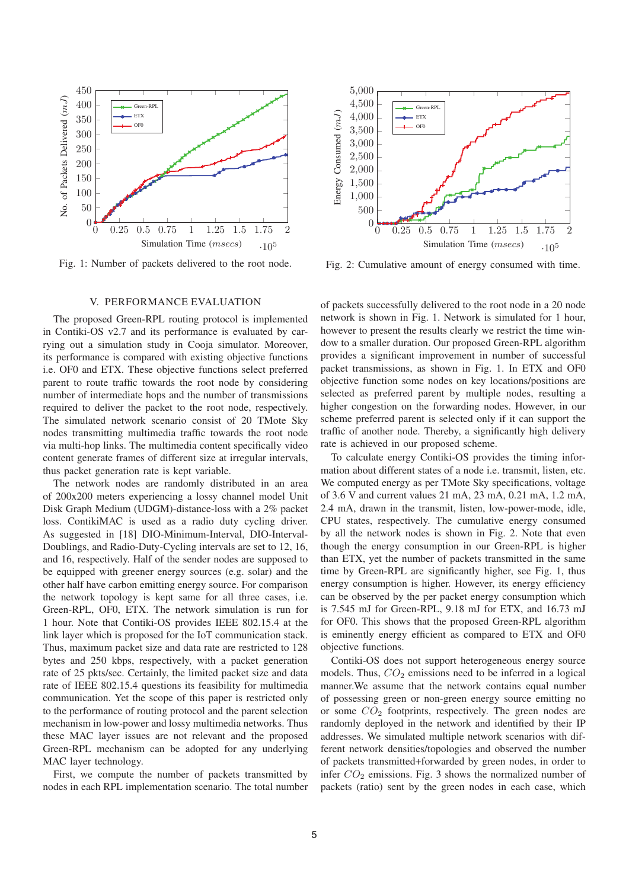Fig. 1: Number of packets delivered to the root node.

Fig. 2: Cumulative amount of energy consumed with time.

## V. PERFORMANCE EVALUATION

The proposed Green-RPL routing protocol is implemented in Contiki-OS v2.7 and its performance is evaluated by carrying out a simulation study in Cooja simulator. Moreover, its performance is compared with existing objective functions i.e. OF0 and ETX. These objective functions select preferred parent to route traffic towards the root node by considering number of intermediate hops and the number of transmissions required to deliver the packet to the root node, respectively. The simulated network scenario consist of 20 TMote Sky nodes transmitting multimedia traffic towards the root node via multi-hop links. The multimedia content specifically video content generate frames of different size at irregular intervals, thus packet generation rate is kept variable.

The network nodes are randomly distributed in an area of 200x200 meters experiencing a lossy channel model Unit Disk Graph Medium (UDGM)-distance-loss with a 2% packet loss. ContikiMAC is used as a radio duty cycling driver. As suggested in [18] DIO-Minimum-Interval, DIO-Interval-Doublings, and Radio-Duty-Cycling intervals are set to 12, 16, and 16, respectively. Half of the sender nodes are supposed to be equipped with greener energy sources (e.g. solar) and the other half have carbon emitting energy source. For comparison the network topology is kept same for all three cases, i.e. Green-RPL, OF0, ETX. The network simulation is run for 1 hour. Note that Contiki-OS provides IEEE 802.15.4 at the link layer which is proposed for the IoT communication stack. Thus, maximum packet size and data rate are restricted to 128 bytes and 250 kbps, respectively, with a packet generation rate of 25 pkts/sec. Certainly, the limited packet size and data rate of IEEE 802.15.4 questions its feasibility for multimedia communication. Yet the scope of this paper is restricted only to the performance of routing protocol and the parent selection mechanism in low-power and lossy multimedia networks. Thus these MAC layer issues are not relevant and the proposed Green-RPL mechanism can be adopted for any underlying MAC layer technology.

First, we compute the number of packets transmitted by nodes in each RPL implementation scenario. The total number of packets successfully delivered to the root node in a 20 node network is shown in Fig. 1. Network is simulated for 1 hour, however to present the results clearly we restrict the time window to a smaller duration. Our proposed Green-RPL algorithm provides a significant improvement in number of successful packet transmissions, as shown in Fig. 1. In ETX and OF0 objective function some nodes on key locations/positions are selected as preferred parent by multiple nodes, resulting a higher congestion on the forwarding nodes. However, in our scheme preferred parent is selected only if it can support the traffic of another node. Thereby, a significantly high delivery rate is achieved in our proposed scheme.

To calculate energy Contiki-OS provides the timing information about different states of a node i.e. transmit, listen, etc. We computed energy as per TMote Sky specifications, voltage of 3.6 V and current values 21 mA, 23 mA, 0.21 mA, 1.2 mA, 2.4 mA, drawn in the transmit, listen, low-power-mode, idle, CPU states, respectively. The cumulative energy consumed by all the network nodes is shown in Fig. 2. Note that even though the energy consumption in our Green-RPL is higher than ETX, yet the number of packets transmitted in the same time by Green-RPL are significantly higher, see Fig. 1, thus energy consumption is higher. However, its energy efficiency can be observed by the per packet energy consumption which is 7.545 mJ for Green-RPL, 9.18 mJ for ETX, and 16.73 mJ for OF0. This shows that the proposed Green-RPL algorithm is eminently energy efficient as compared to ETX and OF0 objective functions.

Contiki-OS does not support heterogeneous energy source models. Thus, $CO_2$ emissions need to be inferred in a logical manner.We assume that the network contains equal number of possessing green or non-green energy source emitting no or some $CO_2$ footprints, respectively. The green nodes are randomly deployed in the network and identified by their IP addresses. We simulated multiple network scenarios with different network densities/topologies and observed the number of packets transmitted+forwarded by green nodes, in order to infer $CO_2$ emissions. Fig. 3 shows the normalized number of packets (ratio) sent by the green nodes in each case, which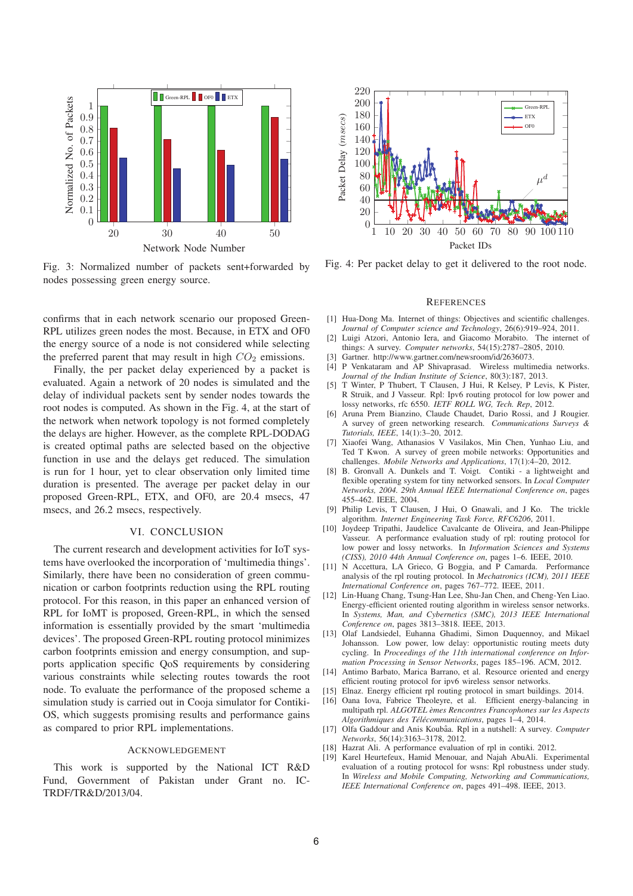Normalized No. of Packets

Green-RPL OF0 ETX

1
0.9
0.8
0.7
0.6
0.5
0.4
0.3
0.2
0.1
0

20 30 40 50

Network Node Number

Fig. 3: Normalized number of packets sent+forwarded by nodes possessing green energy source.

Packet Delay ($msecs$)

220
200
180
160
140
120
100
80
60
40
20
0

Green-RPL
ETX
OF0

$\mu^d$

1 10 20 30 40 50 60 70 80 90 100 110

Packet IDs

Fig. 4: Per packet delay to get it delivered to the root node.

confirms that in each network scenario our proposed Green-RPL utilizes green nodes the most. Because, in ETX and OF0 the energy source of a node is not considered while selecting the preferred parent that may result in high $CO_2$ emissions.

Finally, the per packet delay experienced by a packet is evaluated. Again a network of 20 nodes is simulated and the delay of individual packets sent by sender nodes towards the root nodes is computed. As shown in the Fig. 4, at the start of the network when network topology is not formed completely the delays are higher. However, as the complete RPL-DODAG is created optimal paths are selected based on the objective function in use and the delays get reduced. The simulation is run for 1 hour, yet to clear observation only limited time duration is presented. The average per packet delay in our proposed Green-RPL, ETX, and OF0, are 20.4 msecs, 47 msecs, and 26.2 msecs, respectively.

## VI. Conclusion

The current research and development activities for IoT systems have overlooked the incorporation of 'multimedia things'. Similarly, there have been no consideration of green communication or carbon footprints reduction using the RPL routing protocol. For this reason, in this paper an enhanced version of RPL for IoMT is proposed, Green-RPL, in which the sensed information is essentially provided by the smart 'multimedia devices'. The proposed Green-RPL routing protocol minimizes carbon footprints emission and energy consumption, and supports application specific QoS requirements by considering various constraints while selecting routes towards the root node. To evaluate the performance of the proposed scheme a simulation study is carried out in Cooja simulator for Contiki-OS, which suggests promising results and performance gains as compared to prior RPL implementations.

## Acknowledgement

This work is supported by the National ICT R&D Fund, Government of Pakistan under Grant no. IC-TRDF/TR&D/2013/04.

## References

[1] Hua-Dong Ma. Internet of things: Objectives and scientific challenges. *Journal of Computer science and Technology*, 26(6):919–924, 2011.

[2] Luigi Atzori, Antonio Iera, and Giacomo Morabito. The internet of things: A survey. *Computer networks*, 54(15):2787–2805, 2010.

[3] Gartner. http://www.gartner.com/newsroom/id/2636073.

[4] P Venkataram and AP Shivaprasad. Wireless multimedia networks. *Journal of the Indian Institute of Science*, 80(3):187, 2013.

[5] T Winter, P Thubert, T Clausen, J Hui, R Kelsey, P Levis, K Pister, R Struik, and J Vasseur. Rpl: Ipv6 routing protocol for low power and lossy networks, rfc 6550. *IETF ROLL WG, Tech. Rep*, 2012.

[6] Aruna Prem Bianzino, Claude Chaudet, Dario Rossi, and J Rougier. A survey of green networking research. *Communications Surveys & Tutorials, IEEE*, 14(1):3–20, 2012.

[7] Xiaofei Wang, Athanasios V Vasilakos, Min Chen, Yunhao Liu, and Ted T Kwon. A survey of green mobile networks: Opportunities and challenges. *Mobile Networks and Applications*, 17(1):4–20, 2012.

[8] B. Gronvall A. Dunkels and T. Voigt. Contiki - a lightweight and flexible operating system for tiny networked sensors. In *Local Computer Networks, 2004. 29th Annual IEEE International Conference on*, pages 455–462. IEEE, 2004.

[9] Philip Levis, T Clausen, J Hui, O Gnawali, and J Ko. The trickle algorithm. *Internet Engineering Task Force, RFC6206*, 2011.

[10] Joydeep Tripathi, Jaudelice Cavalcante de Oliveira, and Jean-Philippe Vasseur. A performance evaluation study of rpl: routing protocol for low power and lossy networks. In *Information Sciences and Systems (CISS), 2010 44th Annual Conference on*, pages 1–6. IEEE, 2010.

[11] N Accettura, LA Grieco, G Boggia, and P Camarda. Performance analysis of the rpl routing protocol. In *Mechatronics (ICM), 2011 IEEE International Conference on*, pages 767–772. IEEE, 2011.

[12] Lin-Huang Chang, Tsung-Han Lee, Shu-Jan Chen, and Cheng-Yen Liao. Energy-efficient oriented routing algorithm in wireless sensor networks. In *Systems, Man, and Cybernetics (SMC), 2013 IEEE International Conference on*, pages 3813–3818. IEEE, 2013.

[13] Olaf Landsiedel, Euhanna Ghadimi, Simon Duquennoy, and Mikael Johansson. Low power, low delay: opportunistic routing meets duty cycling. In *Proceedings of the 11th international conference on Information Processing in Sensor Networks*, pages 185–196. ACM, 2012.

[14] Antimo Barbato, Marica Barrano, et al. Resource oriented and energy efficient routing protocol for ipv6 wireless sensor networks.

[15] Elnaz. Energy efficient rpl routing protocol in smart buildings. 2014.

[16] Oana Iova, Fabrice Theoleyre, et al. Efficient energy-balancing in multipath rpl. *ALGOTEL èmes Rencontres Francophones sur les Aspects Algorithmiques des Télécommunications*, pages 1–4, 2014.

[17] Olfa Gaddour and Anis Koubâa. Rpl in a nutshell: A survey. *Computer Networks*, 56(14):3163–3178, 2012.

[18] Hazrat Ali. A performance evaluation of rpl in contiki. 2012.

[19] Karel Heurtefeux, Hamid Menouar, and Najah AbuAli. Experimental evaluation of a routing protocol for wsns: Rpl robustness under study. In *Wireless and Mobile Computing, Networking and Communications, IEEE International Conference on*, pages 491–498. IEEE, 2013.